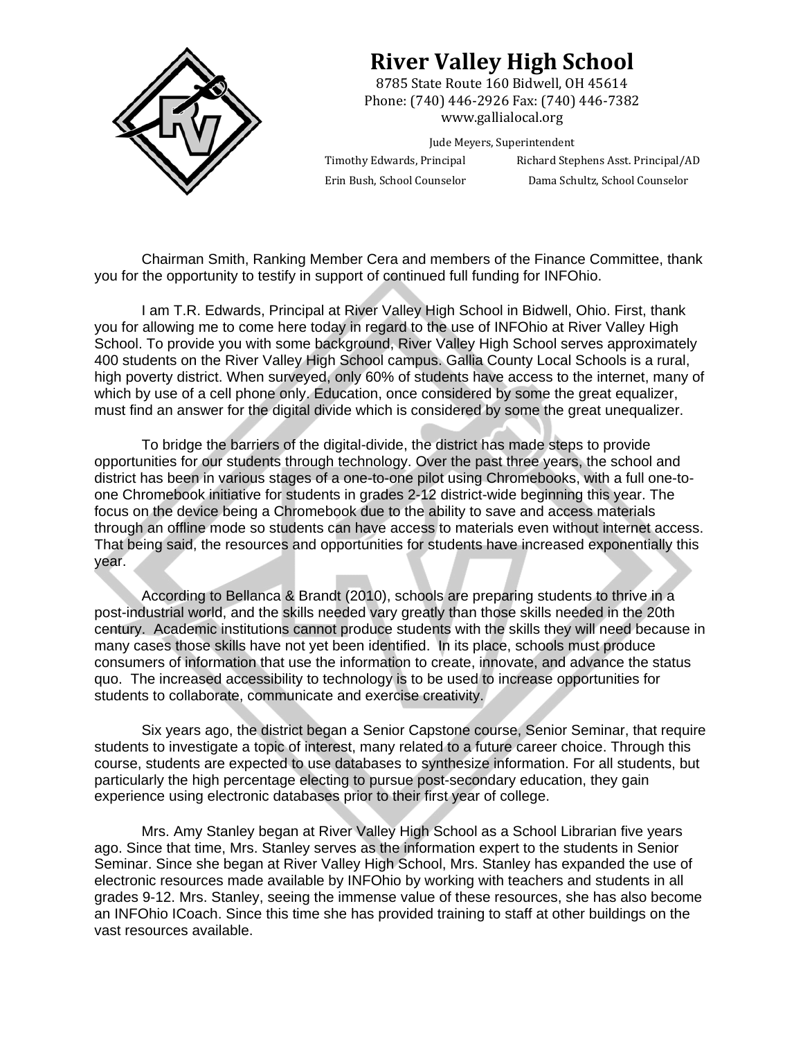# River Valley High School

8785 State Route 160 Bidwell, OH 45614
Phone: (740) 446-2926 Fax: (740) 446-7382
www.gallialocal.org

Jude Meyers, Superintendent

Timothy Edwards, Principal — Richard Stephens Asst. Principal/AD

Erin Bush, School Counselor — Dama Schultz, School Counselor

Chairman Smith, Ranking Member Cera and members of the Finance Committee, thank you for the opportunity to testify in support of continued full funding for INFOhio.

I am T.R. Edwards, Principal at River Valley High School in Bidwell, Ohio. First, thank you for allowing me to come here today in regard to the use of INFOhio at River Valley High School. To provide you with some background, River Valley High School serves approximately 400 students on the River Valley High School campus. Gallia County Local Schools is a rural, high poverty district. When surveyed, only 60% of students have access to the internet, many of which by use of a cell phone only. Education, once considered by some the great equalizer, must find an answer for the digital divide which is considered by some the great unequalizer.

To bridge the barriers of the digital-divide, the district has made steps to provide opportunities for our students through technology. Over the past three years, the school and district has been in various stages of a one-to-one pilot using Chromebooks, with a full one-to-one Chromebook initiative for students in grades 2-12 district-wide beginning this year. The focus on the device being a Chromebook due to the ability to save and access materials through an offline mode so students can have access to materials even without internet access. That being said, the resources and opportunities for students have increased exponentially this year.

According to Bellanca & Brandt (2010), schools are preparing students to thrive in a post-industrial world, and the skills needed vary greatly than those skills needed in the 20th century. Academic institutions cannot produce students with the skills they will need because in many cases those skills have not yet been identified. In its place, schools must produce consumers of information that use the information to create, innovate, and advance the status quo. The increased accessibility to technology is to be used to increase opportunities for students to collaborate, communicate and exercise creativity.

Six years ago, the district began a Senior Capstone course, Senior Seminar, that require students to investigate a topic of interest, many related to a future career choice. Through this course, students are expected to use databases to synthesize information. For all students, but particularly the high percentage electing to pursue post-secondary education, they gain experience using electronic databases prior to their first year of college.

Mrs. Amy Stanley began at River Valley High School as a School Librarian five years ago. Since that time, Mrs. Stanley serves as the information expert to the students in Senior Seminar. Since she began at River Valley High School, Mrs. Stanley has expanded the use of electronic resources made available by INFOhio by working with teachers and students in all grades 9-12. Mrs. Stanley, seeing the immense value of these resources, she has also become an INFOhio ICoach. Since this time she has provided training to staff at other buildings on the vast resources available.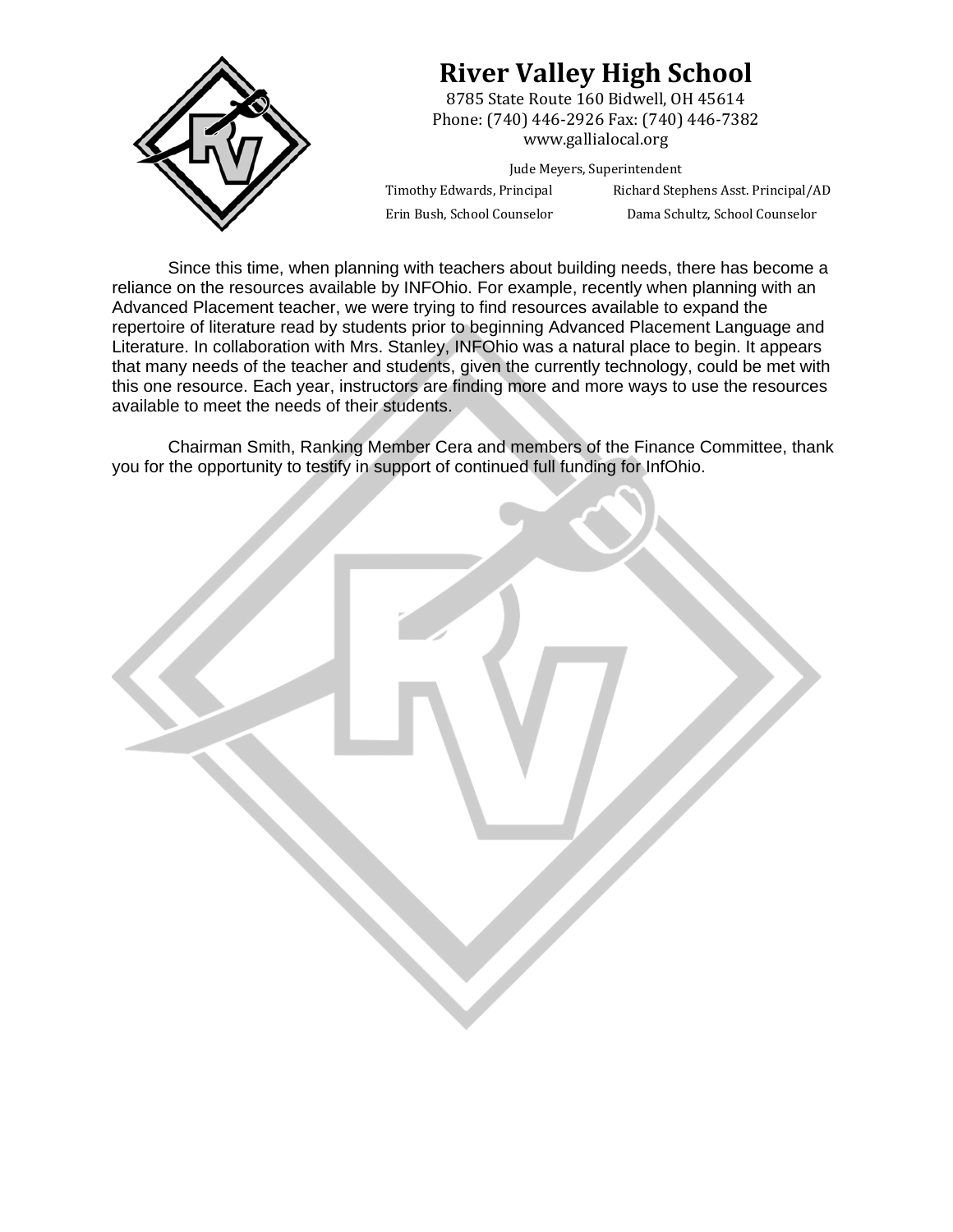# River Valley High School

8785 State Route 160 Bidwell, OH 45614
Phone: (740) 446-2926 Fax: (740) 446-7382
www.gallialocal.org

Jude Meyers, Superintendent

Timothy Edwards, Principal — Richard Stephens Asst. Principal/AD

Erin Bush, School Counselor — Dama Schultz, School Counselor

Since this time, when planning with teachers about building needs, there has become a reliance on the resources available by INFOhio. For example, recently when planning with an Advanced Placement teacher, we were trying to find resources available to expand the repertoire of literature read by students prior to beginning Advanced Placement Language and Literature. In collaboration with Mrs. Stanley, INFOhio was a natural place to begin. It appears that many needs of the teacher and students, given the currently technology, could be met with this one resource. Each year, instructors are finding more and more ways to use the resources available to meet the needs of their students.

Chairman Smith, Ranking Member Cera and members of the Finance Committee, thank you for the opportunity to testify in support of continued full funding for InfOhio.